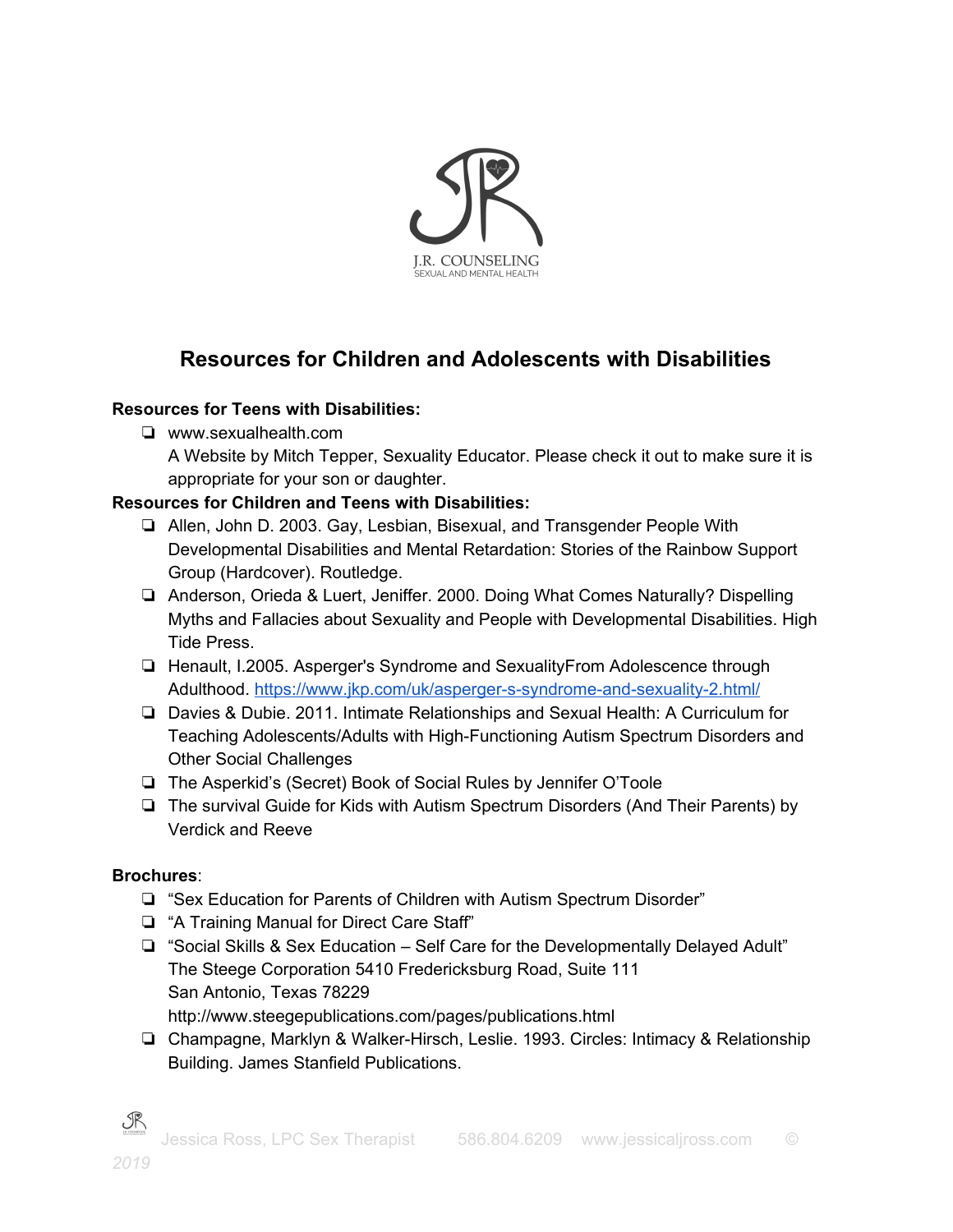J.R. COUNSELING
SEXUAL AND MENTAL HEALTH

# Resources for Children and Adolescents with Disabilities

**Resources for Teens with Disabilities:**

- www.sexualhealth.com
  A Website by Mitch Tepper, Sexuality Educator. Please check it out to make sure it is appropriate for your son or daughter.

**Resources for Children and Teens with Disabilities:**

- Allen, John D. 2003. Gay, Lesbian, Bisexual, and Transgender People With Developmental Disabilities and Mental Retardation: Stories of the Rainbow Support Group (Hardcover). Routledge.
- Anderson, Orieda & Luert, Jeniffer. 2000. Doing What Comes Naturally? Dispelling Myths and Fallacies about Sexuality and People with Developmental Disabilities. High Tide Press.
- Henault, I.2005. Asperger's Syndrome and SexualityFrom Adolescence through Adulthood. https://www.jkp.com/uk/asperger-s-syndrome-and-sexuality-2.html/
- Davies & Dubie. 2011. Intimate Relationships and Sexual Health: A Curriculum for Teaching Adolescents/Adults with High-Functioning Autism Spectrum Disorders and Other Social Challenges
- The Asperkid's (Secret) Book of Social Rules by Jennifer O'Toole
- The survival Guide for Kids with Autism Spectrum Disorders (And Their Parents) by Verdick and Reeve

**Brochures**:

- "Sex Education for Parents of Children with Autism Spectrum Disorder"
- "A Training Manual for Direct Care Staff"
- "Social Skills & Sex Education – Self Care for the Developmentally Delayed Adult"
  The Steege Corporation 5410 Fredericksburg Road, Suite 111
  San Antonio, Texas 78229
  http://www.steegepublications.com/pages/publications.html
- Champagne, Marklyn & Walker-Hirsch, Leslie. 1993. Circles: Intimacy & Relationship Building. James Stanfield Publications.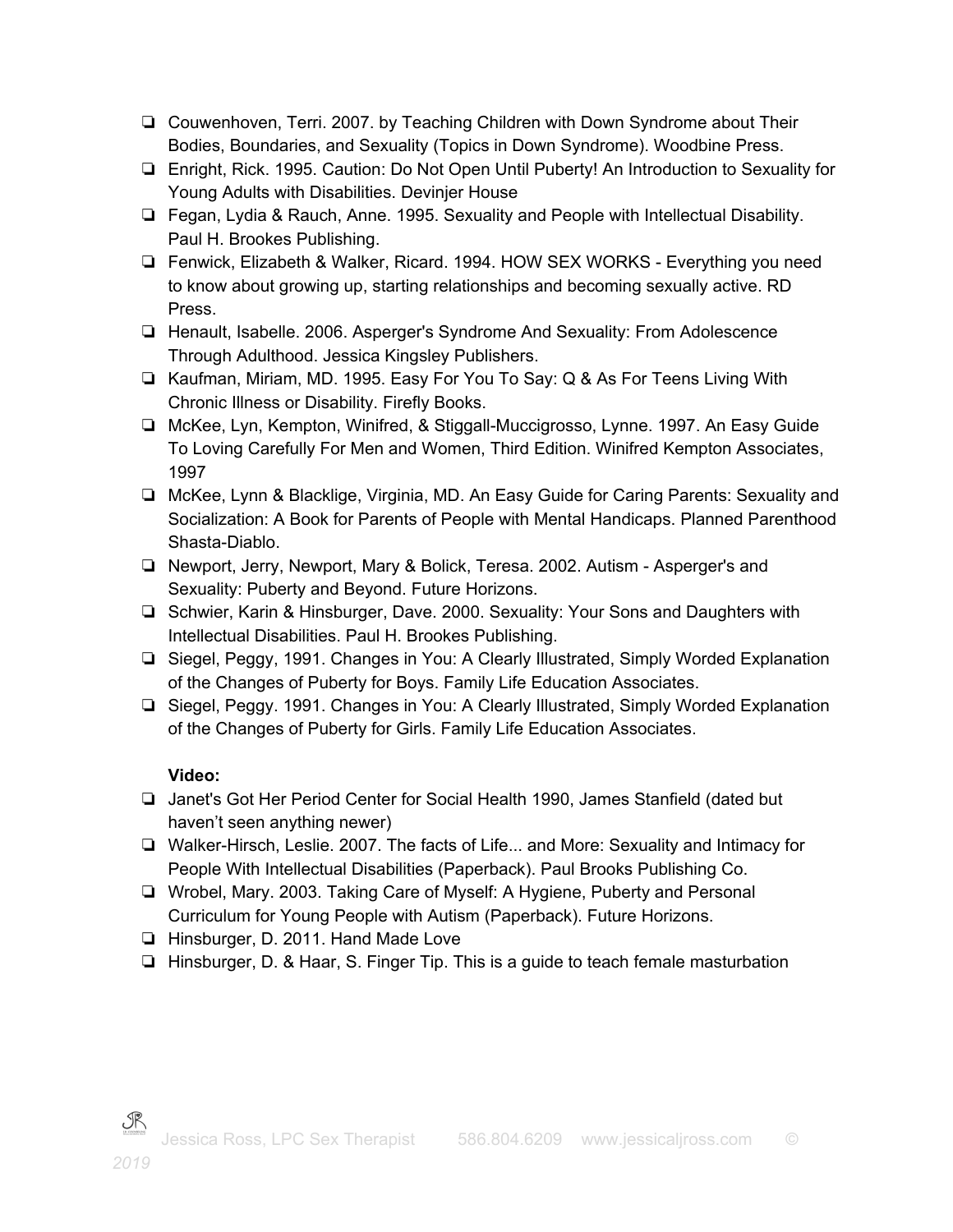- ❏ Couwenhoven, Terri. 2007. by Teaching Children with Down Syndrome about Their Bodies, Boundaries, and Sexuality (Topics in Down Syndrome). Woodbine Press.
- ❏ Enright, Rick. 1995. Caution: Do Not Open Until Puberty! An Introduction to Sexuality for Young Adults with Disabilities. Devinjer House
- ❏ Fegan, Lydia & Rauch, Anne. 1995. Sexuality and People with Intellectual Disability. Paul H. Brookes Publishing.
- ❏ Fenwick, Elizabeth & Walker, Ricard. 1994. HOW SEX WORKS - Everything you need to know about growing up, starting relationships and becoming sexually active. RD Press.
- ❏ Henault, Isabelle. 2006. Asperger's Syndrome And Sexuality: From Adolescence Through Adulthood. Jessica Kingsley Publishers.
- ❏ Kaufman, Miriam, MD. 1995. Easy For You To Say: Q & As For Teens Living With Chronic Illness or Disability. Firefly Books.
- ❏ McKee, Lyn, Kempton, Winifred, & Stiggall-Muccigrosso, Lynne. 1997. An Easy Guide To Loving Carefully For Men and Women, Third Edition. Winifred Kempton Associates, 1997
- ❏ McKee, Lynn & Blacklige, Virginia, MD. An Easy Guide for Caring Parents: Sexuality and Socialization: A Book for Parents of People with Mental Handicaps. Planned Parenthood Shasta-Diablo.
- ❏ Newport, Jerry, Newport, Mary & Bolick, Teresa. 2002. Autism - Asperger's and Sexuality: Puberty and Beyond. Future Horizons.
- ❏ Schwier, Karin & Hinsburger, Dave. 2000. Sexuality: Your Sons and Daughters with Intellectual Disabilities. Paul H. Brookes Publishing.
- ❏ Siegel, Peggy, 1991. Changes in You: A Clearly Illustrated, Simply Worded Explanation of the Changes of Puberty for Boys. Family Life Education Associates.
- ❏ Siegel, Peggy. 1991. Changes in You: A Clearly Illustrated, Simply Worded Explanation of the Changes of Puberty for Girls. Family Life Education Associates.

**Video:**

- ❏ Janet's Got Her Period Center for Social Health 1990, James Stanfield (dated but haven't seen anything newer)
- ❏ Walker-Hirsch, Leslie. 2007. The facts of Life... and More: Sexuality and Intimacy for People With Intellectual Disabilities (Paperback). Paul Brooks Publishing Co.
- ❏ Wrobel, Mary. 2003. Taking Care of Myself: A Hygiene, Puberty and Personal Curriculum for Young People with Autism (Paperback). Future Horizons.
- ❏ Hinsburger, D. 2011. Hand Made Love
- ❏ Hinsburger, D. & Haar, S. Finger Tip. This is a guide to teach female masturbation